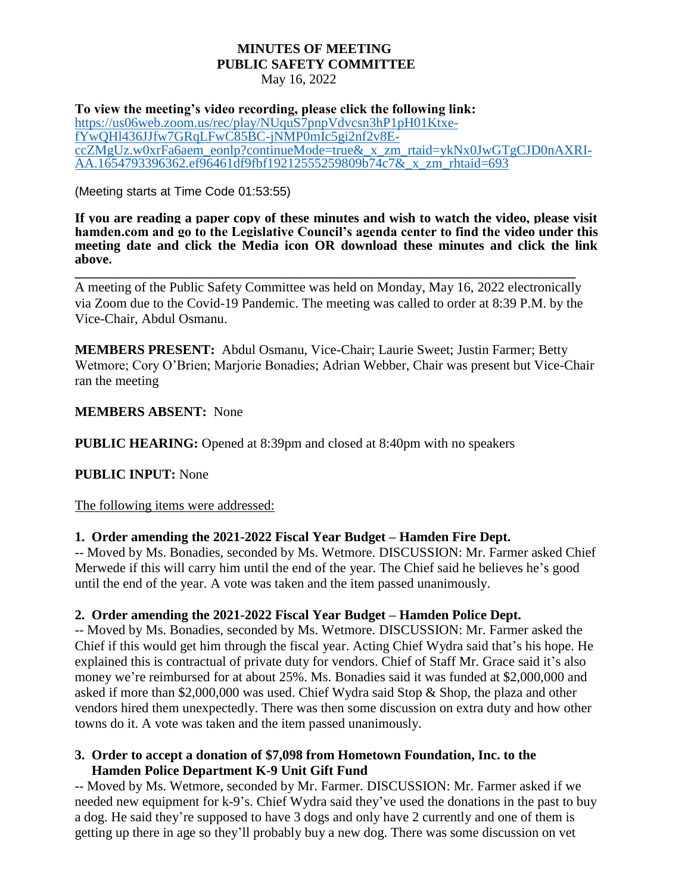# MINUTES OF MEETING
## PUBLIC SAFETY COMMITTEE
May 16, 2022

**To view the meeting's video recording, please click the following link:**
https://us06web.zoom.us/rec/play/NUquS7pnpVdvcsn3hP1pH01Ktxe-fYwQHl436JJfw7GRqLFwC85BC-jNMP0mIc5gi2nf2v8E-ccZMgUz.w0xrFa6aem_eonlp?continueMode=true&_x_zm_rtaid=ykNx0JwGTgCJD0nAXRI-AA.1654793396362.ef96461df9fbf19212555259809b74c7&_x_zm_rhtaid=693

(Meeting starts at Time Code 01:53:55)

**If you are reading a paper copy of these minutes and wish to watch the video, please visit hamden.com and go to the Legislative Council's agenda center to find the video under this meeting date and click the Media icon OR download these minutes and click the link above.**

---

A meeting of the Public Safety Committee was held on Monday, May 16, 2022 electronically via Zoom due to the Covid-19 Pandemic. The meeting was called to order at 8:39 P.M. by the Vice-Chair, Abdul Osmanu.

**MEMBERS PRESENT:** Abdul Osmanu, Vice-Chair; Laurie Sweet; Justin Farmer; Betty Wetmore; Cory O'Brien; Marjorie Bonadies; Adrian Webber, Chair was present but Vice-Chair ran the meeting

**MEMBERS ABSENT:** None

**PUBLIC HEARING:** Opened at 8:39pm and closed at 8:40pm with no speakers

**PUBLIC INPUT:** None

The following items were addressed:

**1. Order amending the 2021-2022 Fiscal Year Budget – Hamden Fire Dept.**

-- Moved by Ms. Bonadies, seconded by Ms. Wetmore. DISCUSSION: Mr. Farmer asked Chief Merwede if this will carry him until the end of the year. The Chief said he believes he's good until the end of the year. A vote was taken and the item passed unanimously.

**2. Order amending the 2021-2022 Fiscal Year Budget – Hamden Police Dept.**

-- Moved by Ms. Bonadies, seconded by Ms. Wetmore. DISCUSSION: Mr. Farmer asked the Chief if this would get him through the fiscal year. Acting Chief Wydra said that's his hope. He explained this is contractual of private duty for vendors. Chief of Staff Mr. Grace said it's also money we're reimbursed for at about 25%. Ms. Bonadies said it was funded at $2,000,000 and asked if more than $2,000,000 was used. Chief Wydra said Stop & Shop, the plaza and other vendors hired them unexpectedly. There was then some discussion on extra duty and how other towns do it. A vote was taken and the item passed unanimously.

**3. Order to accept a donation of $7,098 from Hometown Foundation, Inc. to the Hamden Police Department K-9 Unit Gift Fund**

-- Moved by Ms. Wetmore, seconded by Mr. Farmer. DISCUSSION: Mr. Farmer asked if we needed new equipment for k-9's. Chief Wydra said they've used the donations in the past to buy a dog. He said they're supposed to have 3 dogs and only have 2 currently and one of them is getting up there in age so they'll probably buy a new dog. There was some discussion on vet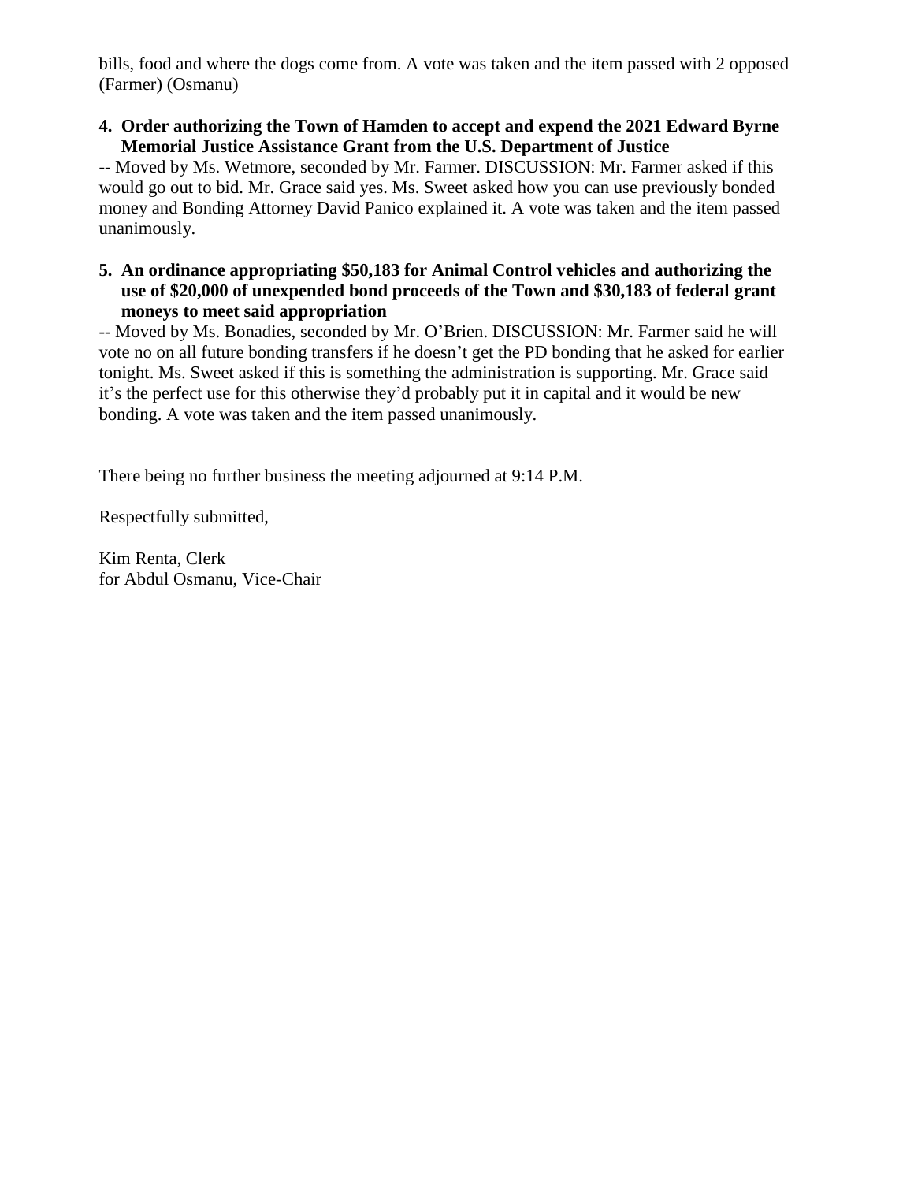bills, food and where the dogs come from. A vote was taken and the item passed with 2 opposed (Farmer) (Osmanu)

4. **Order authorizing the Town of Hamden to accept and expend the 2021 Edward Byrne Memorial Justice Assistance Grant from the U.S. Department of Justice**

-- Moved by Ms. Wetmore, seconded by Mr. Farmer. DISCUSSION: Mr. Farmer asked if this would go out to bid. Mr. Grace said yes. Ms. Sweet asked how you can use previously bonded money and Bonding Attorney David Panico explained it. A vote was taken and the item passed unanimously.

5. **An ordinance appropriating $50,183 for Animal Control vehicles and authorizing the use of $20,000 of unexpended bond proceeds of the Town and $30,183 of federal grant moneys to meet said appropriation**

-- Moved by Ms. Bonadies, seconded by Mr. O'Brien. DISCUSSION: Mr. Farmer said he will vote no on all future bonding transfers if he doesn't get the PD bonding that he asked for earlier tonight. Ms. Sweet asked if this is something the administration is supporting. Mr. Grace said it's the perfect use for this otherwise they'd probably put it in capital and it would be new bonding. A vote was taken and the item passed unanimously.

There being no further business the meeting adjourned at 9:14 P.M.

Respectfully submitted,

Kim Renta, Clerk
for Abdul Osmanu, Vice-Chair